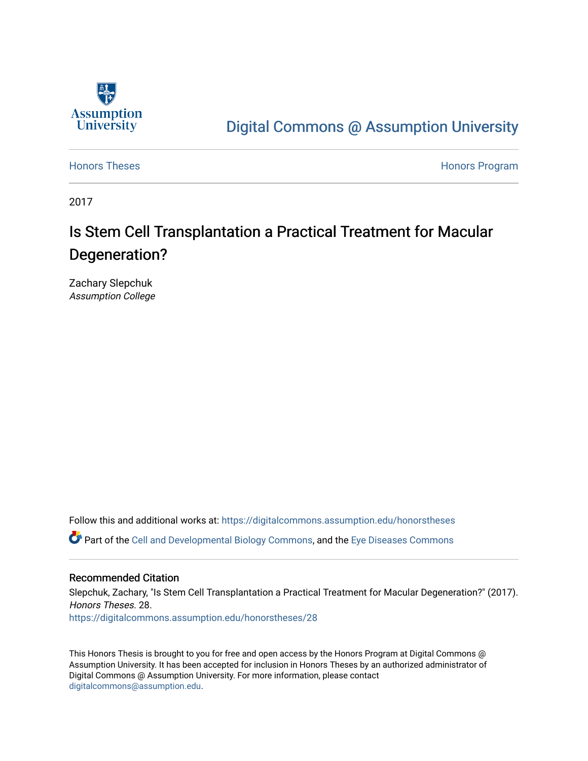Digital Commons @ Assumption University

Honors Theses

Honors Program

2017

# Is Stem Cell Transplantation a Practical Treatment for Macular Degeneration?

Zachary Slepchuk
*Assumption College*

Follow this and additional works at: https://digitalcommons.assumption.edu/honorstheses

Part of the Cell and Developmental Biology Commons, and the Eye Diseases Commons

## Recommended Citation

Slepchuk, Zachary, "Is Stem Cell Transplantation a Practical Treatment for Macular Degeneration?" (2017). *Honors Theses*. 28.
https://digitalcommons.assumption.edu/honorstheses/28

This Honors Thesis is brought to you for free and open access by the Honors Program at Digital Commons @ Assumption University. It has been accepted for inclusion in Honors Theses by an authorized administrator of Digital Commons @ Assumption University. For more information, please contact digitalcommons@assumption.edu.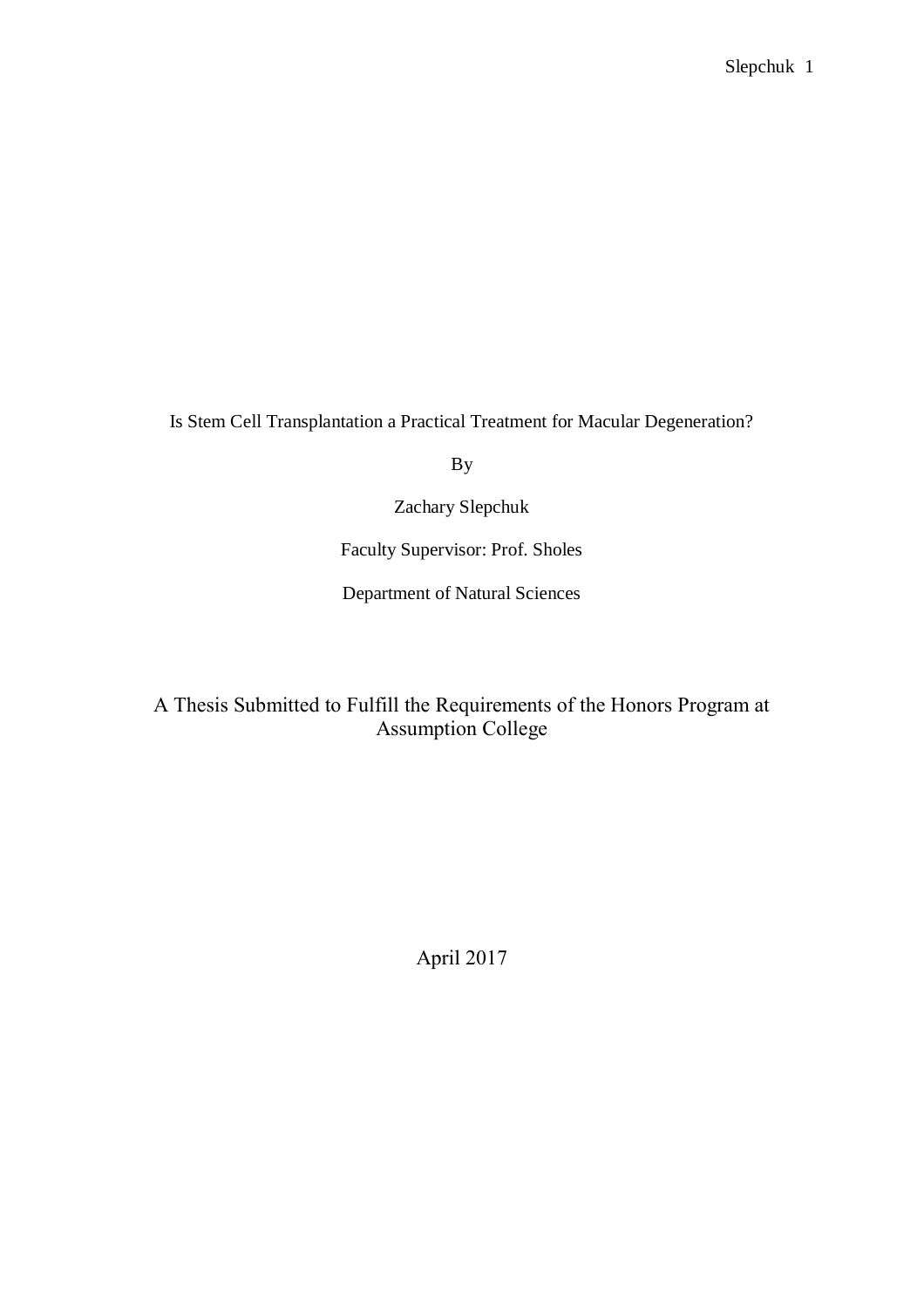Is Stem Cell Transplantation a Practical Treatment for Macular Degeneration?

By

Zachary Slepchuk

Faculty Supervisor: Prof. Sholes

Department of Natural Sciences

A Thesis Submitted to Fulfill the Requirements of the Honors Program at Assumption College

April 2017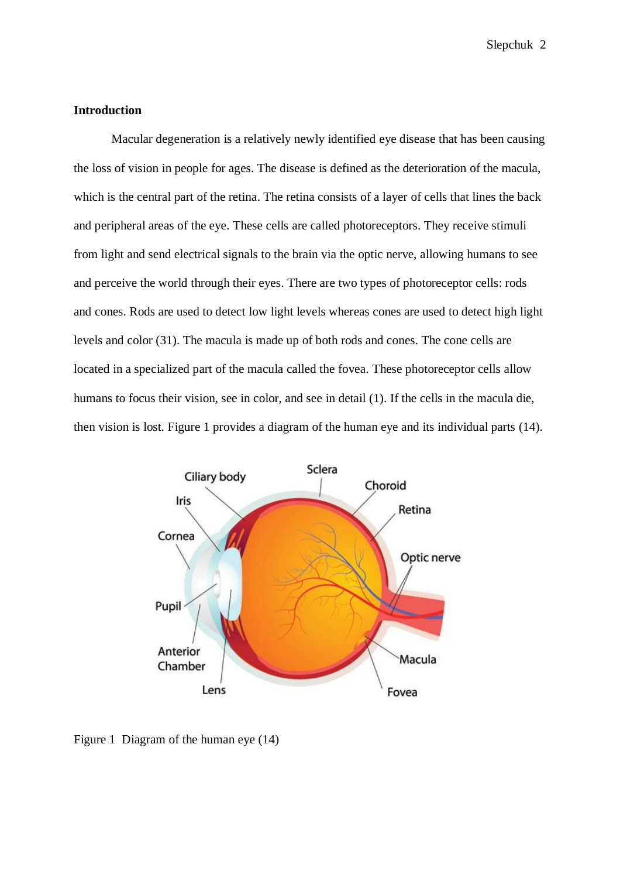**Introduction**

Macular degeneration is a relatively newly identified eye disease that has been causing the loss of vision in people for ages. The disease is defined as the deterioration of the macula, which is the central part of the retina. The retina consists of a layer of cells that lines the back and peripheral areas of the eye. These cells are called photoreceptors. They receive stimuli from light and send electrical signals to the brain via the optic nerve, allowing humans to see and perceive the world through their eyes. There are two types of photoreceptor cells: rods and cones. Rods are used to detect low light levels whereas cones are used to detect high light levels and color (31). The macula is made up of both rods and cones. The cone cells are located in a specialized part of the macula called the fovea. These photoreceptor cells allow humans to focus their vision, see in color, and see in detail (1). If the cells in the macula die, then vision is lost. Figure 1 provides a diagram of the human eye and its individual parts (14).

Figure 1 Diagram of the human eye (14)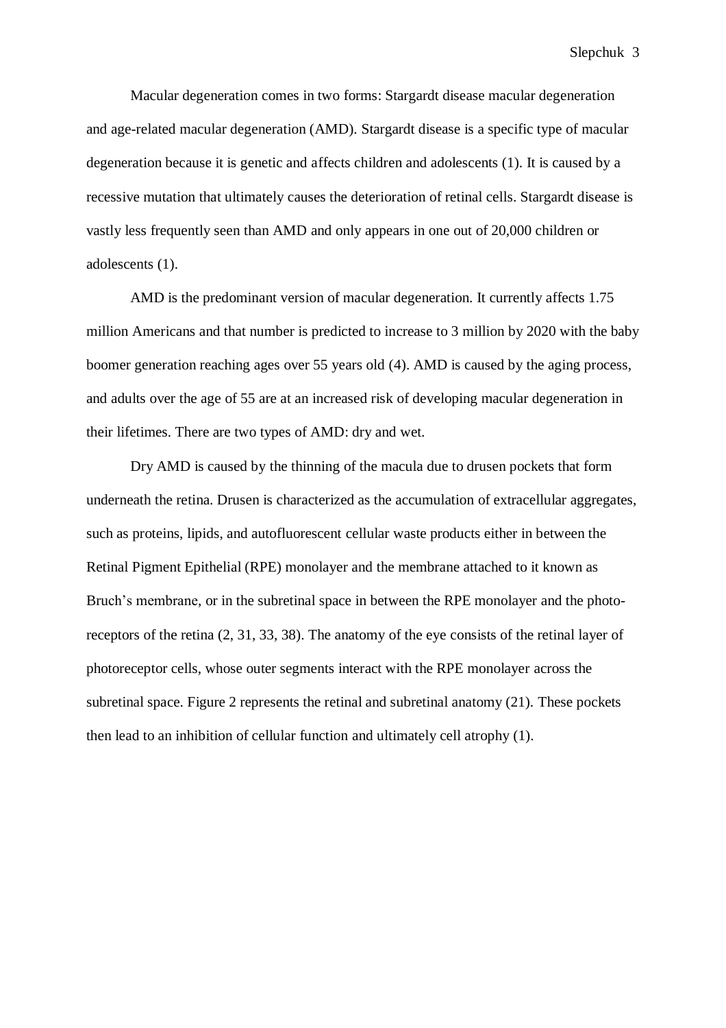Macular degeneration comes in two forms: Stargardt disease macular degeneration and age-related macular degeneration (AMD). Stargardt disease is a specific type of macular degeneration because it is genetic and affects children and adolescents (1). It is caused by a recessive mutation that ultimately causes the deterioration of retinal cells. Stargardt disease is vastly less frequently seen than AMD and only appears in one out of 20,000 children or adolescents (1).

AMD is the predominant version of macular degeneration. It currently affects 1.75 million Americans and that number is predicted to increase to 3 million by 2020 with the baby boomer generation reaching ages over 55 years old (4). AMD is caused by the aging process, and adults over the age of 55 are at an increased risk of developing macular degeneration in their lifetimes. There are two types of AMD: dry and wet.

Dry AMD is caused by the thinning of the macula due to drusen pockets that form underneath the retina. Drusen is characterized as the accumulation of extracellular aggregates, such as proteins, lipids, and autofluorescent cellular waste products either in between the Retinal Pigment Epithelial (RPE) monolayer and the membrane attached to it known as Bruch's membrane, or in the subretinal space in between the RPE monolayer and the photo-receptors of the retina (2, 31, 33, 38). The anatomy of the eye consists of the retinal layer of photoreceptor cells, whose outer segments interact with the RPE monolayer across the subretinal space. Figure 2 represents the retinal and subretinal anatomy (21). These pockets then lead to an inhibition of cellular function and ultimately cell atrophy (1).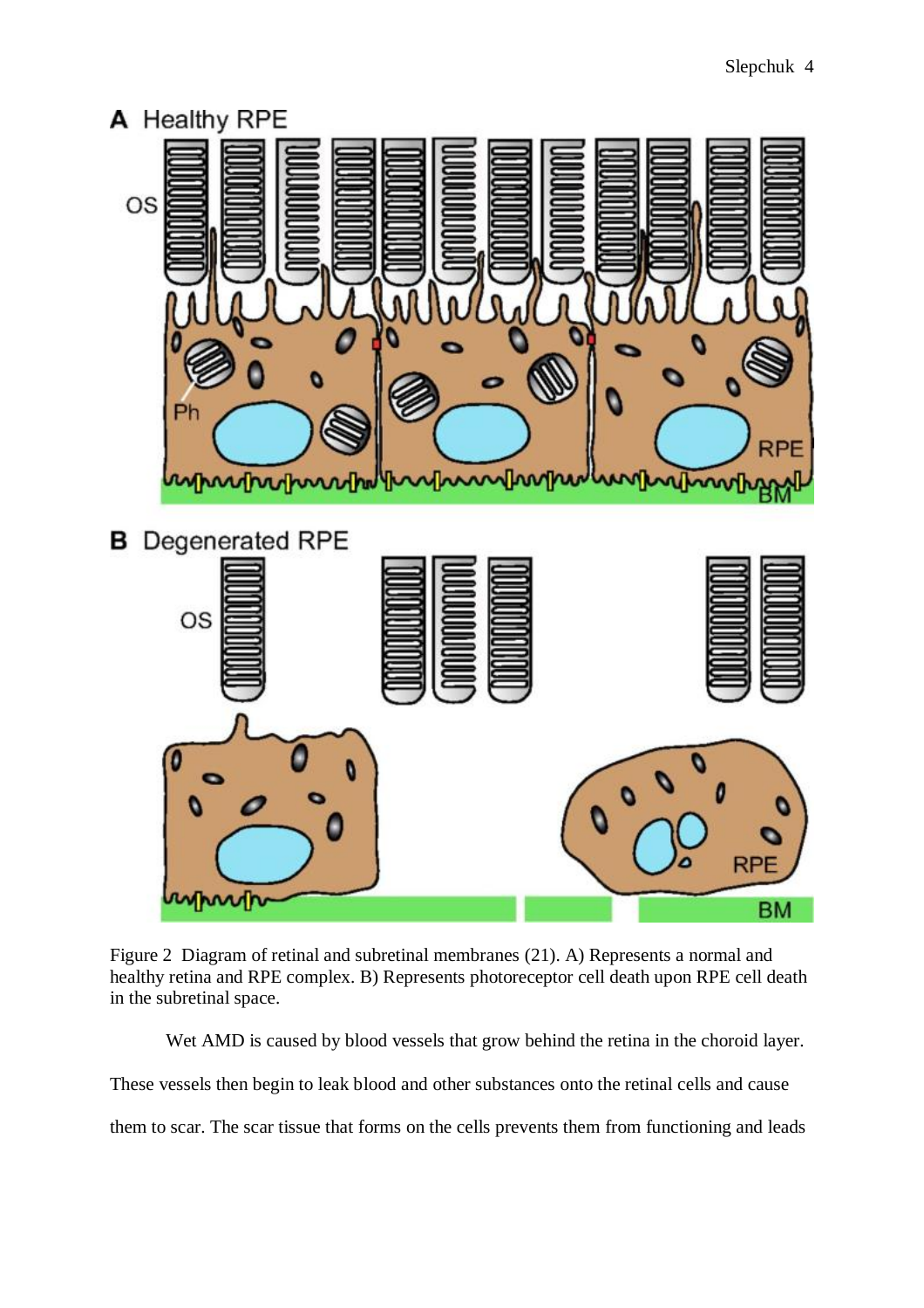Figure 2  Diagram of retinal and subretinal membranes (21). A) Represents a normal and healthy retina and RPE complex. B) Represents photoreceptor cell death upon RPE cell death in the subretinal space.

Wet AMD is caused by blood vessels that grow behind the retina in the choroid layer. These vessels then begin to leak blood and other substances onto the retinal cells and cause them to scar. The scar tissue that forms on the cells prevents them from functioning and leads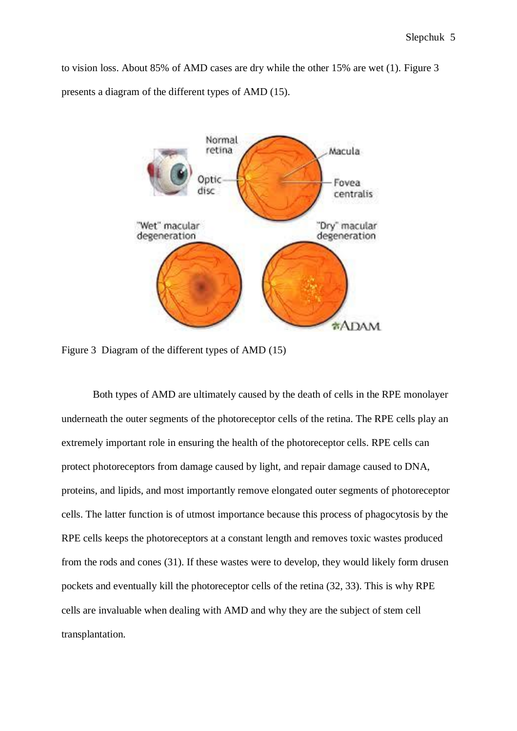to vision loss. About 85% of AMD cases are dry while the other 15% are wet (1). Figure 3 presents a diagram of the different types of AMD (15).

Figure 3 Diagram of the different types of AMD (15)

Both types of AMD are ultimately caused by the death of cells in the RPE monolayer underneath the outer segments of the photoreceptor cells of the retina. The RPE cells play an extremely important role in ensuring the health of the photoreceptor cells. RPE cells can protect photoreceptors from damage caused by light, and repair damage caused to DNA, proteins, and lipids, and most importantly remove elongated outer segments of photoreceptor cells. The latter function is of utmost importance because this process of phagocytosis by the RPE cells keeps the photoreceptors at a constant length and removes toxic wastes produced from the rods and cones (31). If these wastes were to develop, they would likely form drusen pockets and eventually kill the photoreceptor cells of the retina (32, 33). This is why RPE cells are invaluable when dealing with AMD and why they are the subject of stem cell transplantation.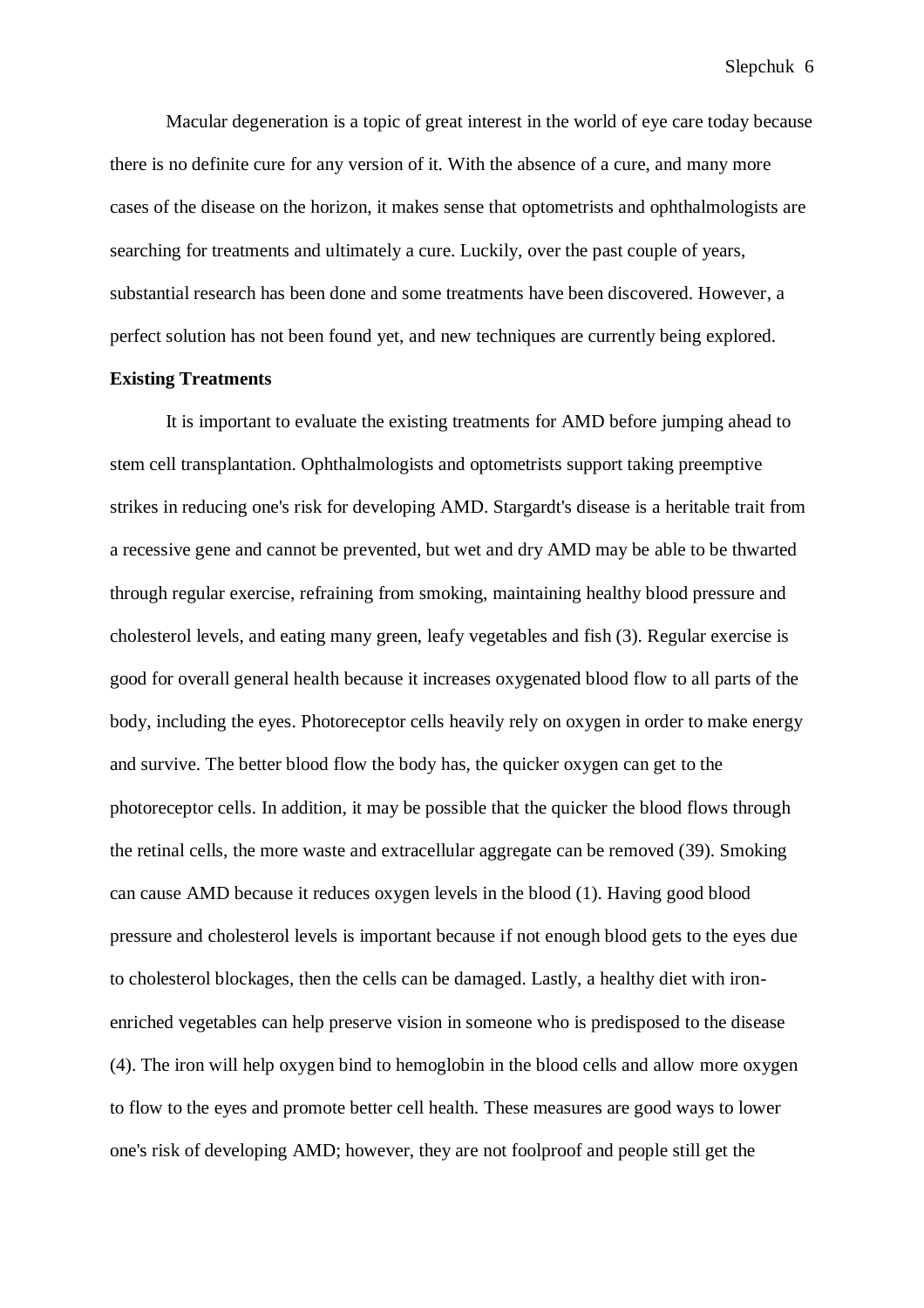Macular degeneration is a topic of great interest in the world of eye care today because there is no definite cure for any version of it. With the absence of a cure, and many more cases of the disease on the horizon, it makes sense that optometrists and ophthalmologists are searching for treatments and ultimately a cure. Luckily, over the past couple of years, substantial research has been done and some treatments have been discovered. However, a perfect solution has not been found yet, and new techniques are currently being explored.

**Existing Treatments**

It is important to evaluate the existing treatments for AMD before jumping ahead to stem cell transplantation. Ophthalmologists and optometrists support taking preemptive strikes in reducing one's risk for developing AMD. Stargardt's disease is a heritable trait from a recessive gene and cannot be prevented, but wet and dry AMD may be able to be thwarted through regular exercise, refraining from smoking, maintaining healthy blood pressure and cholesterol levels, and eating many green, leafy vegetables and fish (3). Regular exercise is good for overall general health because it increases oxygenated blood flow to all parts of the body, including the eyes. Photoreceptor cells heavily rely on oxygen in order to make energy and survive. The better blood flow the body has, the quicker oxygen can get to the photoreceptor cells. In addition, it may be possible that the quicker the blood flows through the retinal cells, the more waste and extracellular aggregate can be removed (39). Smoking can cause AMD because it reduces oxygen levels in the blood (1). Having good blood pressure and cholesterol levels is important because if not enough blood gets to the eyes due to cholesterol blockages, then the cells can be damaged. Lastly, a healthy diet with iron-enriched vegetables can help preserve vision in someone who is predisposed to the disease (4). The iron will help oxygen bind to hemoglobin in the blood cells and allow more oxygen to flow to the eyes and promote better cell health. These measures are good ways to lower one's risk of developing AMD; however, they are not foolproof and people still get the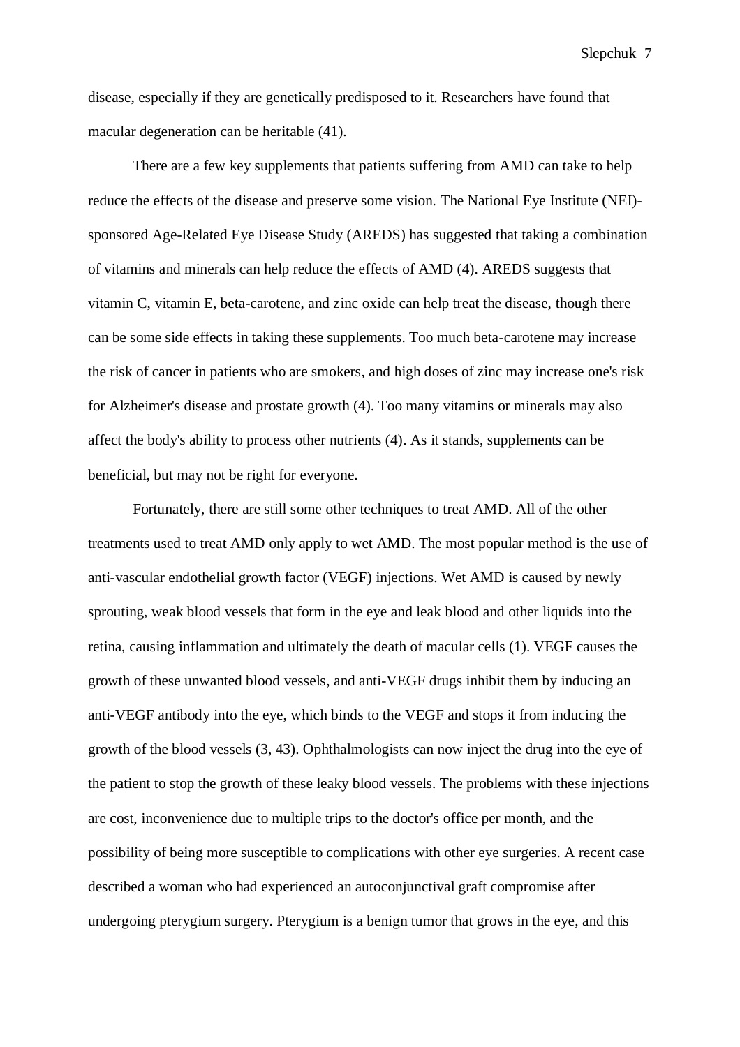disease, especially if they are genetically predisposed to it. Researchers have found that macular degeneration can be heritable (41).

There are a few key supplements that patients suffering from AMD can take to help reduce the effects of the disease and preserve some vision. The National Eye Institute (NEI)-sponsored Age-Related Eye Disease Study (AREDS) has suggested that taking a combination of vitamins and minerals can help reduce the effects of AMD (4). AREDS suggests that vitamin C, vitamin E, beta-carotene, and zinc oxide can help treat the disease, though there can be some side effects in taking these supplements. Too much beta-carotene may increase the risk of cancer in patients who are smokers, and high doses of zinc may increase one's risk for Alzheimer's disease and prostate growth (4). Too many vitamins or minerals may also affect the body's ability to process other nutrients (4). As it stands, supplements can be beneficial, but may not be right for everyone.

Fortunately, there are still some other techniques to treat AMD. All of the other treatments used to treat AMD only apply to wet AMD. The most popular method is the use of anti-vascular endothelial growth factor (VEGF) injections. Wet AMD is caused by newly sprouting, weak blood vessels that form in the eye and leak blood and other liquids into the retina, causing inflammation and ultimately the death of macular cells (1). VEGF causes the growth of these unwanted blood vessels, and anti-VEGF drugs inhibit them by inducing an anti-VEGF antibody into the eye, which binds to the VEGF and stops it from inducing the growth of the blood vessels (3, 43). Ophthalmologists can now inject the drug into the eye of the patient to stop the growth of these leaky blood vessels. The problems with these injections are cost, inconvenience due to multiple trips to the doctor's office per month, and the possibility of being more susceptible to complications with other eye surgeries. A recent case described a woman who had experienced an autoconjunctival graft compromise after undergoing pterygium surgery. Pterygium is a benign tumor that grows in the eye, and this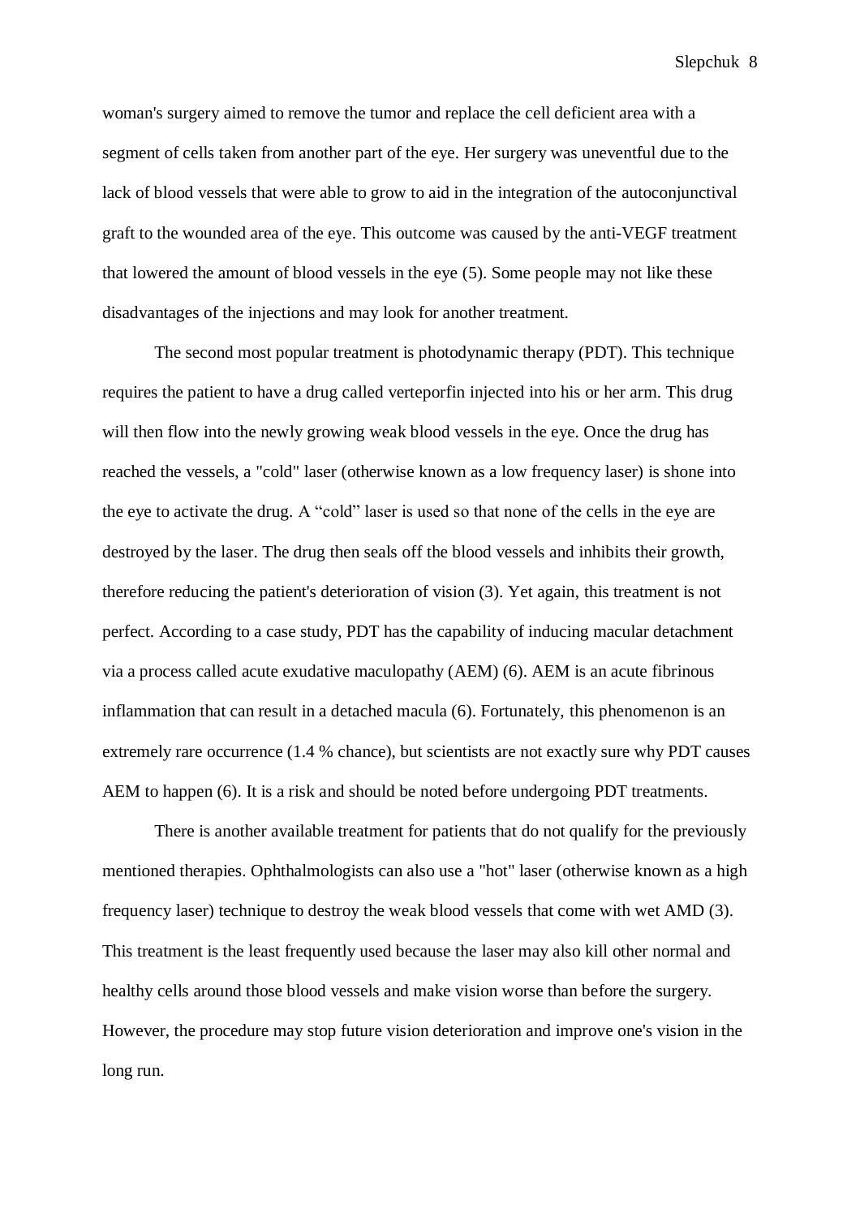woman's surgery aimed to remove the tumor and replace the cell deficient area with a segment of cells taken from another part of the eye. Her surgery was uneventful due to the lack of blood vessels that were able to grow to aid in the integration of the autoconjunctival graft to the wounded area of the eye. This outcome was caused by the anti-VEGF treatment that lowered the amount of blood vessels in the eye (5). Some people may not like these disadvantages of the injections and may look for another treatment.

The second most popular treatment is photodynamic therapy (PDT). This technique requires the patient to have a drug called verteporfin injected into his or her arm. This drug will then flow into the newly growing weak blood vessels in the eye. Once the drug has reached the vessels, a "cold" laser (otherwise known as a low frequency laser) is shone into the eye to activate the drug. A “cold” laser is used so that none of the cells in the eye are destroyed by the laser. The drug then seals off the blood vessels and inhibits their growth, therefore reducing the patient's deterioration of vision (3). Yet again, this treatment is not perfect. According to a case study, PDT has the capability of inducing macular detachment via a process called acute exudative maculopathy (AEM) (6). AEM is an acute fibrinous inflammation that can result in a detached macula (6). Fortunately, this phenomenon is an extremely rare occurrence (1.4 % chance), but scientists are not exactly sure why PDT causes AEM to happen (6). It is a risk and should be noted before undergoing PDT treatments.

There is another available treatment for patients that do not qualify for the previously mentioned therapies. Ophthalmologists can also use a "hot" laser (otherwise known as a high frequency laser) technique to destroy the weak blood vessels that come with wet AMD (3). This treatment is the least frequently used because the laser may also kill other normal and healthy cells around those blood vessels and make vision worse than before the surgery. However, the procedure may stop future vision deterioration and improve one's vision in the long run.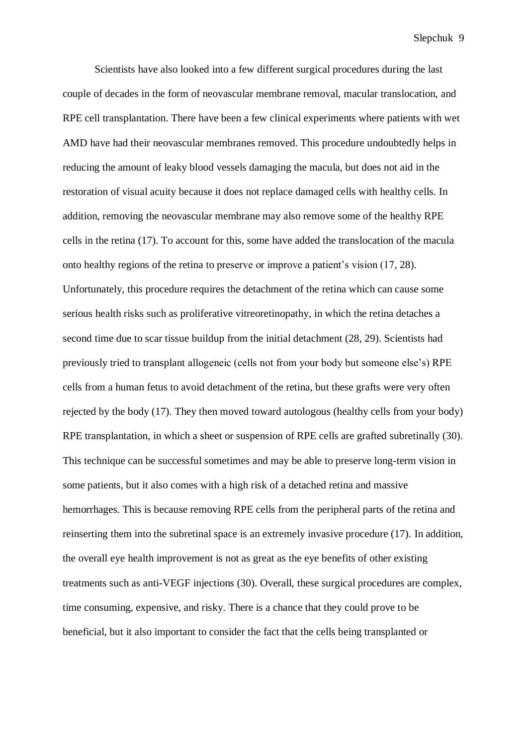Scientists have also looked into a few different surgical procedures during the last couple of decades in the form of neovascular membrane removal, macular translocation, and RPE cell transplantation. There have been a few clinical experiments where patients with wet AMD have had their neovascular membranes removed. This procedure undoubtedly helps in reducing the amount of leaky blood vessels damaging the macula, but does not aid in the restoration of visual acuity because it does not replace damaged cells with healthy cells. In addition, removing the neovascular membrane may also remove some of the healthy RPE cells in the retina (17). To account for this, some have added the translocation of the macula onto healthy regions of the retina to preserve or improve a patient's vision (17, 28). Unfortunately, this procedure requires the detachment of the retina which can cause some serious health risks such as proliferative vitreoretinopathy, in which the retina detaches a second time due to scar tissue buildup from the initial detachment (28, 29). Scientists had previously tried to transplant allogeneic (cells not from your body but someone else's) RPE cells from a human fetus to avoid detachment of the retina, but these grafts were very often rejected by the body (17). They then moved toward autologous (healthy cells from your body) RPE transplantation, in which a sheet or suspension of RPE cells are grafted subretinally (30). This technique can be successful sometimes and may be able to preserve long-term vision in some patients, but it also comes with a high risk of a detached retina and massive hemorrhages. This is because removing RPE cells from the peripheral parts of the retina and reinserting them into the subretinal space is an extremely invasive procedure (17). In addition, the overall eye health improvement is not as great as the eye benefits of other existing treatments such as anti-VEGF injections (30). Overall, these surgical procedures are complex, time consuming, expensive, and risky. There is a chance that they could prove to be beneficial, but it also important to consider the fact that the cells being transplanted or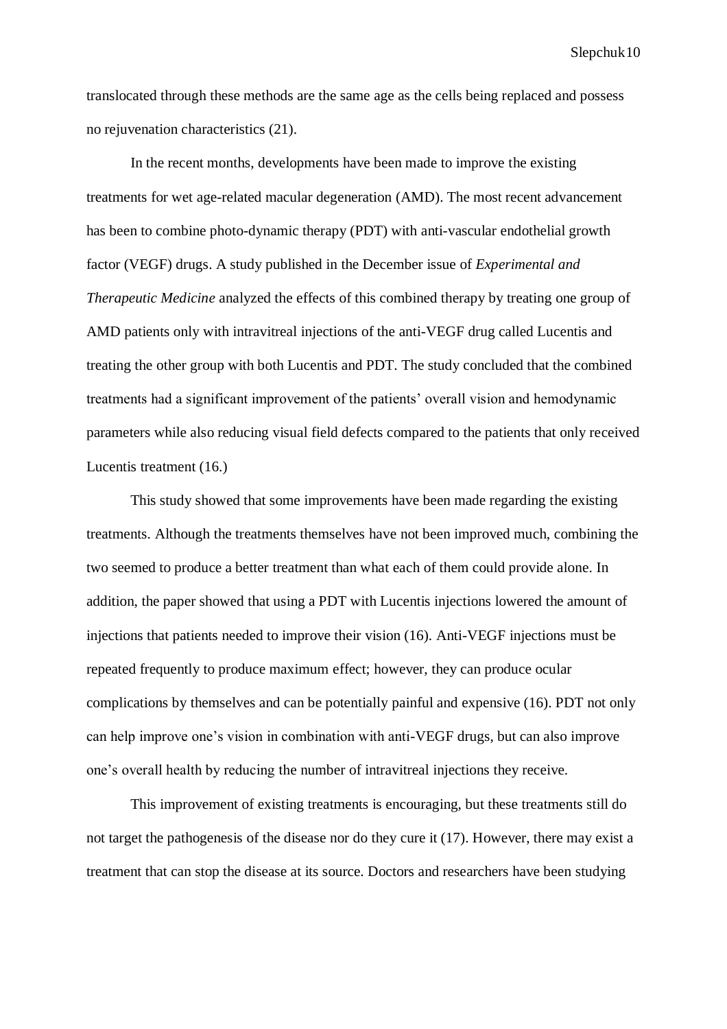translocated through these methods are the same age as the cells being replaced and possess no rejuvenation characteristics (21).

In the recent months, developments have been made to improve the existing treatments for wet age-related macular degeneration (AMD). The most recent advancement has been to combine photo-dynamic therapy (PDT) with anti-vascular endothelial growth factor (VEGF) drugs. A study published in the December issue of *Experimental and Therapeutic Medicine* analyzed the effects of this combined therapy by treating one group of AMD patients only with intravitreal injections of the anti-VEGF drug called Lucentis and treating the other group with both Lucentis and PDT. The study concluded that the combined treatments had a significant improvement of the patients' overall vision and hemodynamic parameters while also reducing visual field defects compared to the patients that only received Lucentis treatment (16.)

This study showed that some improvements have been made regarding the existing treatments. Although the treatments themselves have not been improved much, combining the two seemed to produce a better treatment than what each of them could provide alone. In addition, the paper showed that using a PDT with Lucentis injections lowered the amount of injections that patients needed to improve their vision (16). Anti-VEGF injections must be repeated frequently to produce maximum effect; however, they can produce ocular complications by themselves and can be potentially painful and expensive (16). PDT not only can help improve one's vision in combination with anti-VEGF drugs, but can also improve one's overall health by reducing the number of intravitreal injections they receive.

This improvement of existing treatments is encouraging, but these treatments still do not target the pathogenesis of the disease nor do they cure it (17). However, there may exist a treatment that can stop the disease at its source. Doctors and researchers have been studying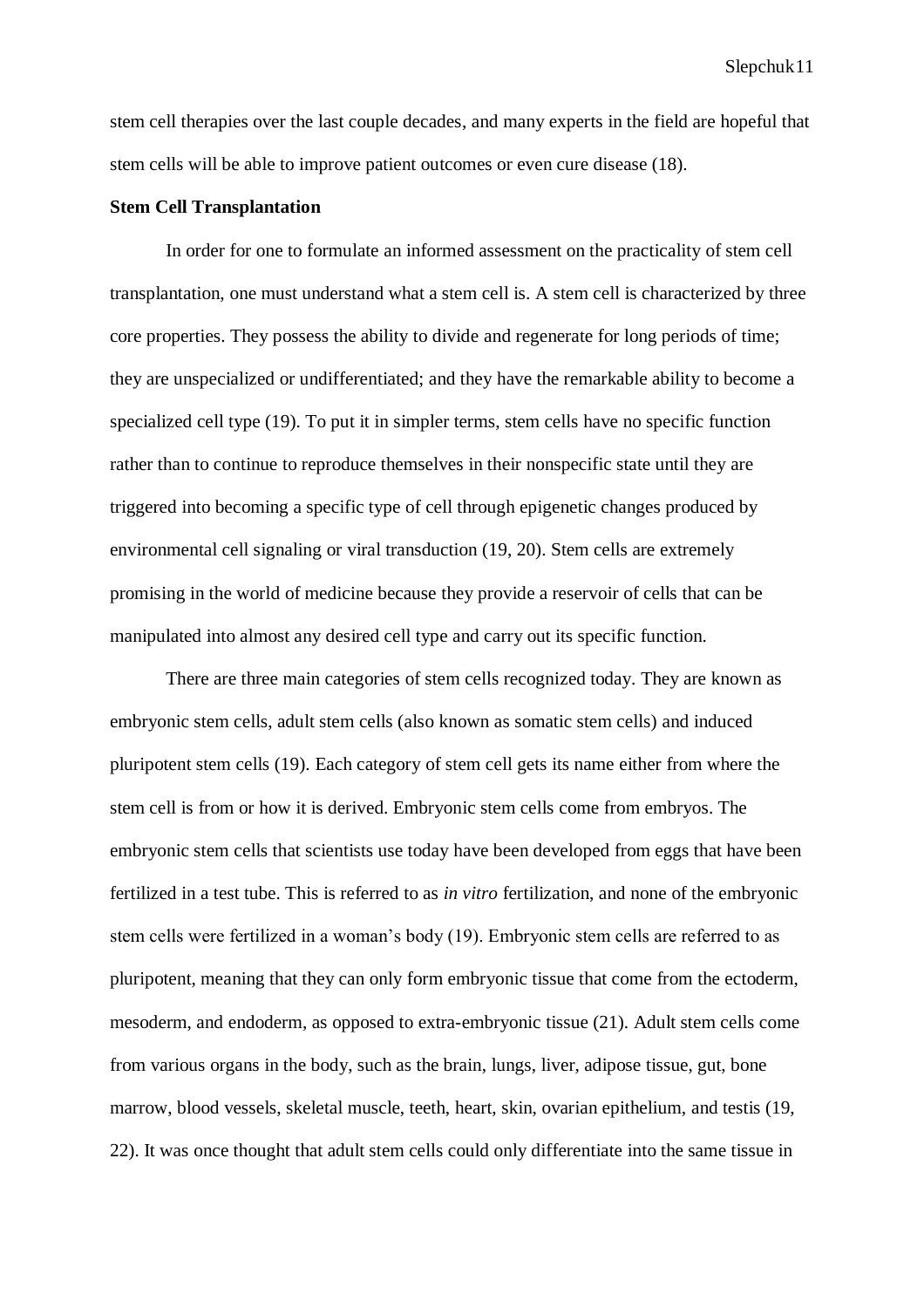stem cell therapies over the last couple decades, and many experts in the field are hopeful that stem cells will be able to improve patient outcomes or even cure disease (18).

**Stem Cell Transplantation**

In order for one to formulate an informed assessment on the practicality of stem cell transplantation, one must understand what a stem cell is. A stem cell is characterized by three core properties. They possess the ability to divide and regenerate for long periods of time; they are unspecialized or undifferentiated; and they have the remarkable ability to become a specialized cell type (19). To put it in simpler terms, stem cells have no specific function rather than to continue to reproduce themselves in their nonspecific state until they are triggered into becoming a specific type of cell through epigenetic changes produced by environmental cell signaling or viral transduction (19, 20). Stem cells are extremely promising in the world of medicine because they provide a reservoir of cells that can be manipulated into almost any desired cell type and carry out its specific function.

There are three main categories of stem cells recognized today. They are known as embryonic stem cells, adult stem cells (also known as somatic stem cells) and induced pluripotent stem cells (19). Each category of stem cell gets its name either from where the stem cell is from or how it is derived. Embryonic stem cells come from embryos. The embryonic stem cells that scientists use today have been developed from eggs that have been fertilized in a test tube. This is referred to as *in vitro* fertilization, and none of the embryonic stem cells were fertilized in a woman's body (19). Embryonic stem cells are referred to as pluripotent, meaning that they can only form embryonic tissue that come from the ectoderm, mesoderm, and endoderm, as opposed to extra-embryonic tissue (21). Adult stem cells come from various organs in the body, such as the brain, lungs, liver, adipose tissue, gut, bone marrow, blood vessels, skeletal muscle, teeth, heart, skin, ovarian epithelium, and testis (19, 22). It was once thought that adult stem cells could only differentiate into the same tissue in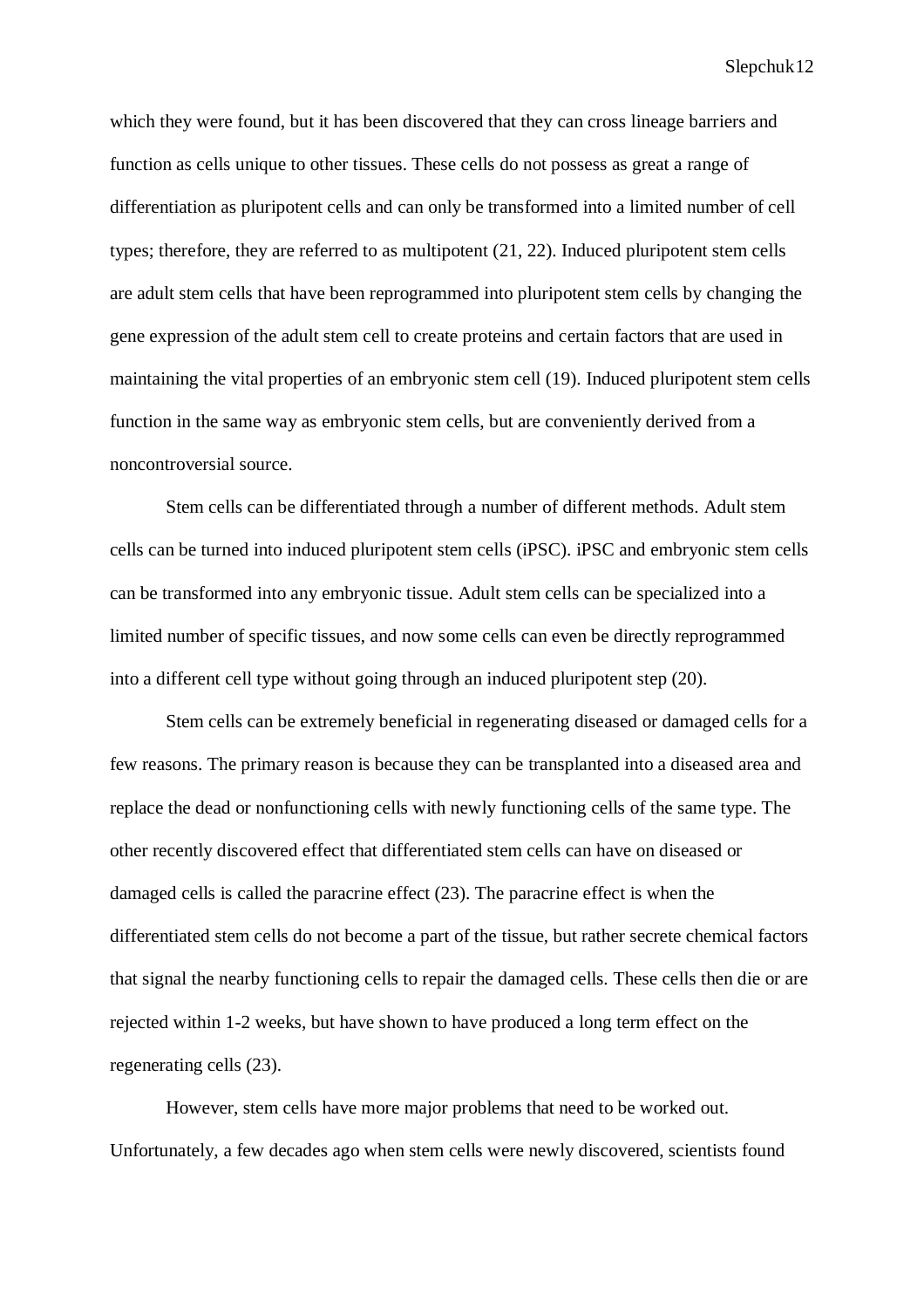which they were found, but it has been discovered that they can cross lineage barriers and function as cells unique to other tissues. These cells do not possess as great a range of differentiation as pluripotent cells and can only be transformed into a limited number of cell types; therefore, they are referred to as multipotent (21, 22). Induced pluripotent stem cells are adult stem cells that have been reprogrammed into pluripotent stem cells by changing the gene expression of the adult stem cell to create proteins and certain factors that are used in maintaining the vital properties of an embryonic stem cell (19). Induced pluripotent stem cells function in the same way as embryonic stem cells, but are conveniently derived from a noncontroversial source.

Stem cells can be differentiated through a number of different methods. Adult stem cells can be turned into induced pluripotent stem cells (iPSC). iPSC and embryonic stem cells can be transformed into any embryonic tissue. Adult stem cells can be specialized into a limited number of specific tissues, and now some cells can even be directly reprogrammed into a different cell type without going through an induced pluripotent step (20).

Stem cells can be extremely beneficial in regenerating diseased or damaged cells for a few reasons. The primary reason is because they can be transplanted into a diseased area and replace the dead or nonfunctioning cells with newly functioning cells of the same type. The other recently discovered effect that differentiated stem cells can have on diseased or damaged cells is called the paracrine effect (23). The paracrine effect is when the differentiated stem cells do not become a part of the tissue, but rather secrete chemical factors that signal the nearby functioning cells to repair the damaged cells. These cells then die or are rejected within 1-2 weeks, but have shown to have produced a long term effect on the regenerating cells (23).

However, stem cells have more major problems that need to be worked out. Unfortunately, a few decades ago when stem cells were newly discovered, scientists found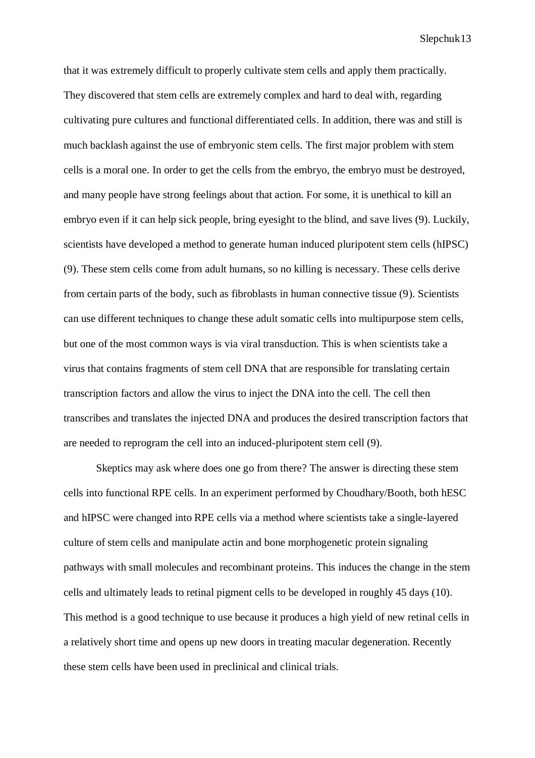that it was extremely difficult to properly cultivate stem cells and apply them practically. They discovered that stem cells are extremely complex and hard to deal with, regarding cultivating pure cultures and functional differentiated cells. In addition, there was and still is much backlash against the use of embryonic stem cells. The first major problem with stem cells is a moral one. In order to get the cells from the embryo, the embryo must be destroyed, and many people have strong feelings about that action. For some, it is unethical to kill an embryo even if it can help sick people, bring eyesight to the blind, and save lives (9). Luckily, scientists have developed a method to generate human induced pluripotent stem cells (hIPSC) (9). These stem cells come from adult humans, so no killing is necessary. These cells derive from certain parts of the body, such as fibroblasts in human connective tissue (9). Scientists can use different techniques to change these adult somatic cells into multipurpose stem cells, but one of the most common ways is via viral transduction. This is when scientists take a virus that contains fragments of stem cell DNA that are responsible for translating certain transcription factors and allow the virus to inject the DNA into the cell. The cell then transcribes and translates the injected DNA and produces the desired transcription factors that are needed to reprogram the cell into an induced-pluripotent stem cell (9).

Skeptics may ask where does one go from there? The answer is directing these stem cells into functional RPE cells. In an experiment performed by Choudhary/Booth, both hESC and hIPSC were changed into RPE cells via a method where scientists take a single-layered culture of stem cells and manipulate actin and bone morphogenetic protein signaling pathways with small molecules and recombinant proteins. This induces the change in the stem cells and ultimately leads to retinal pigment cells to be developed in roughly 45 days (10). This method is a good technique to use because it produces a high yield of new retinal cells in a relatively short time and opens up new doors in treating macular degeneration. Recently these stem cells have been used in preclinical and clinical trials.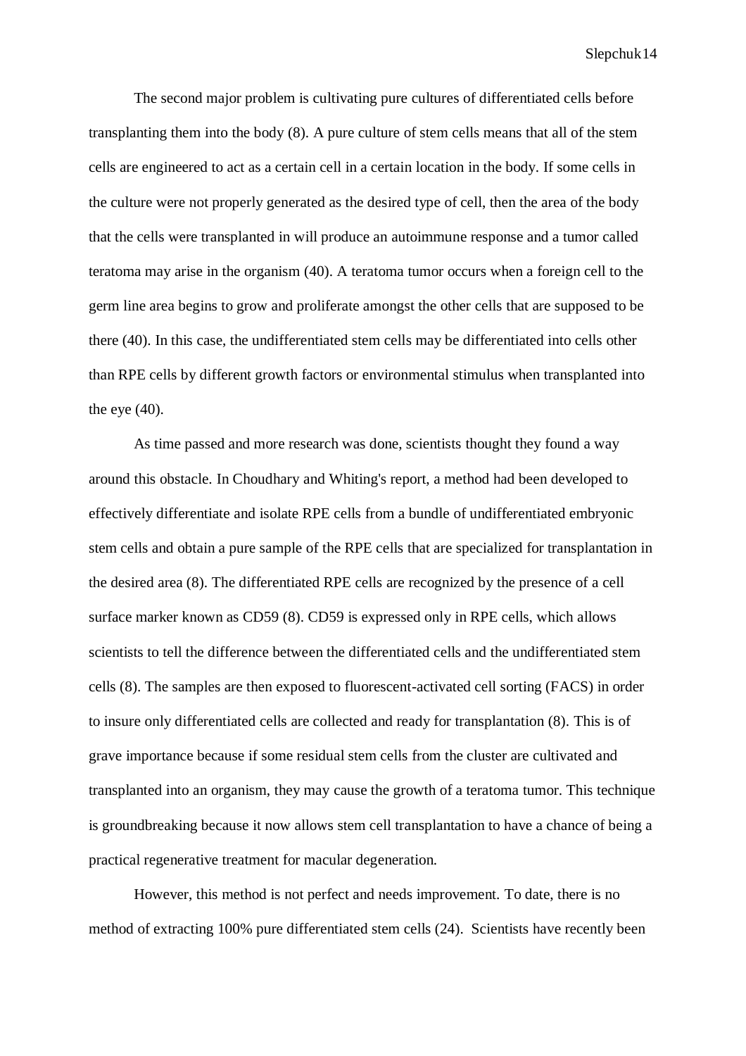The second major problem is cultivating pure cultures of differentiated cells before transplanting them into the body (8). A pure culture of stem cells means that all of the stem cells are engineered to act as a certain cell in a certain location in the body. If some cells in the culture were not properly generated as the desired type of cell, then the area of the body that the cells were transplanted in will produce an autoimmune response and a tumor called teratoma may arise in the organism (40). A teratoma tumor occurs when a foreign cell to the germ line area begins to grow and proliferate amongst the other cells that are supposed to be there (40). In this case, the undifferentiated stem cells may be differentiated into cells other than RPE cells by different growth factors or environmental stimulus when transplanted into the eye (40).

As time passed and more research was done, scientists thought they found a way around this obstacle. In Choudhary and Whiting's report, a method had been developed to effectively differentiate and isolate RPE cells from a bundle of undifferentiated embryonic stem cells and obtain a pure sample of the RPE cells that are specialized for transplantation in the desired area (8). The differentiated RPE cells are recognized by the presence of a cell surface marker known as CD59 (8). CD59 is expressed only in RPE cells, which allows scientists to tell the difference between the differentiated cells and the undifferentiated stem cells (8). The samples are then exposed to fluorescent-activated cell sorting (FACS) in order to insure only differentiated cells are collected and ready for transplantation (8). This is of grave importance because if some residual stem cells from the cluster are cultivated and transplanted into an organism, they may cause the growth of a teratoma tumor. This technique is groundbreaking because it now allows stem cell transplantation to have a chance of being a practical regenerative treatment for macular degeneration.

However, this method is not perfect and needs improvement. To date, there is no method of extracting 100% pure differentiated stem cells (24). Scientists have recently been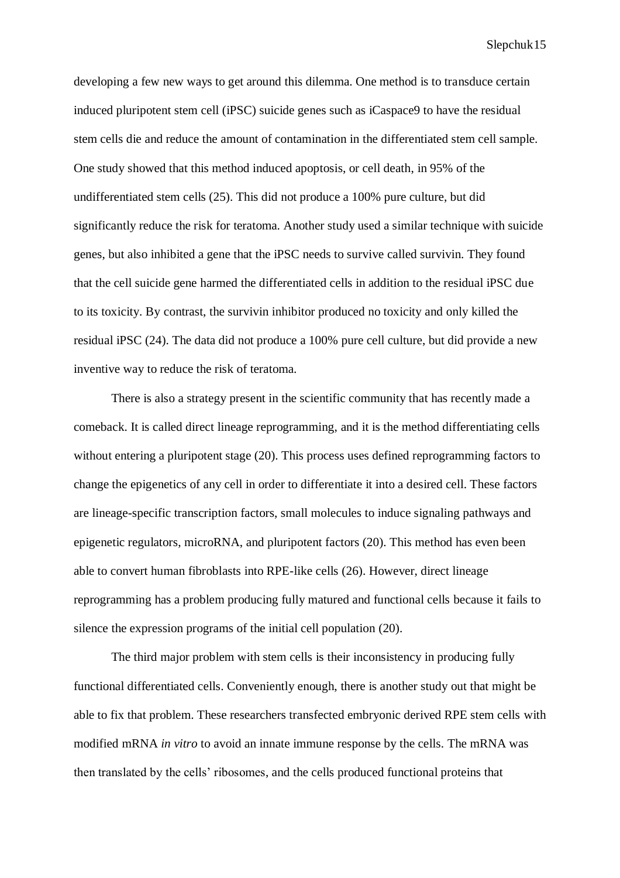developing a few new ways to get around this dilemma. One method is to transduce certain induced pluripotent stem cell (iPSC) suicide genes such as iCaspace9 to have the residual stem cells die and reduce the amount of contamination in the differentiated stem cell sample. One study showed that this method induced apoptosis, or cell death, in 95% of the undifferentiated stem cells (25). This did not produce a 100% pure culture, but did significantly reduce the risk for teratoma. Another study used a similar technique with suicide genes, but also inhibited a gene that the iPSC needs to survive called survivin. They found that the cell suicide gene harmed the differentiated cells in addition to the residual iPSC due to its toxicity. By contrast, the survivin inhibitor produced no toxicity and only killed the residual iPSC (24). The data did not produce a 100% pure cell culture, but did provide a new inventive way to reduce the risk of teratoma.

There is also a strategy present in the scientific community that has recently made a comeback. It is called direct lineage reprogramming, and it is the method differentiating cells without entering a pluripotent stage (20). This process uses defined reprogramming factors to change the epigenetics of any cell in order to differentiate it into a desired cell. These factors are lineage-specific transcription factors, small molecules to induce signaling pathways and epigenetic regulators, microRNA, and pluripotent factors (20). This method has even been able to convert human fibroblasts into RPE-like cells (26). However, direct lineage reprogramming has a problem producing fully matured and functional cells because it fails to silence the expression programs of the initial cell population (20).

The third major problem with stem cells is their inconsistency in producing fully functional differentiated cells. Conveniently enough, there is another study out that might be able to fix that problem. These researchers transfected embryonic derived RPE stem cells with modified mRNA *in vitro* to avoid an innate immune response by the cells. The mRNA was then translated by the cells' ribosomes, and the cells produced functional proteins that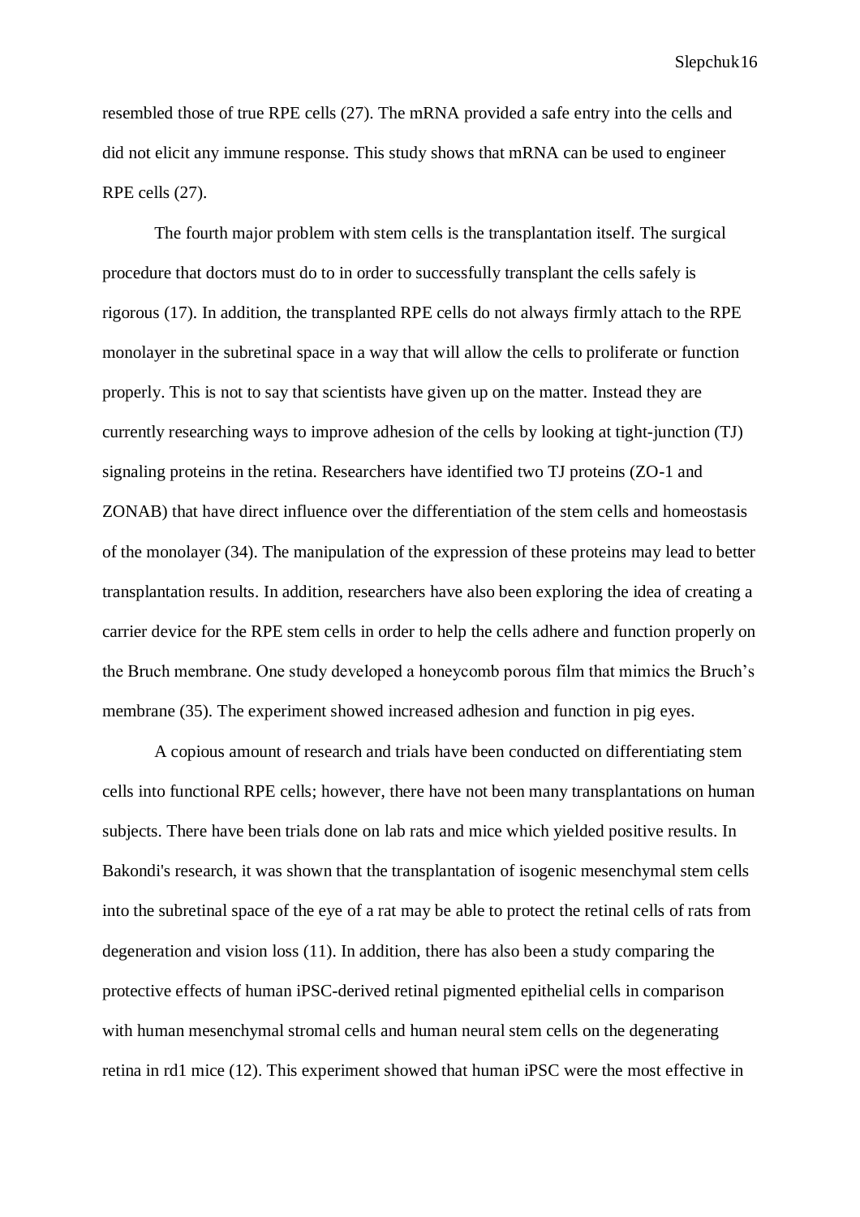resembled those of true RPE cells (27). The mRNA provided a safe entry into the cells and did not elicit any immune response. This study shows that mRNA can be used to engineer RPE cells (27).

The fourth major problem with stem cells is the transplantation itself. The surgical procedure that doctors must do to in order to successfully transplant the cells safely is rigorous (17). In addition, the transplanted RPE cells do not always firmly attach to the RPE monolayer in the subretinal space in a way that will allow the cells to proliferate or function properly. This is not to say that scientists have given up on the matter. Instead they are currently researching ways to improve adhesion of the cells by looking at tight-junction (TJ) signaling proteins in the retina. Researchers have identified two TJ proteins (ZO-1 and ZONAB) that have direct influence over the differentiation of the stem cells and homeostasis of the monolayer (34). The manipulation of the expression of these proteins may lead to better transplantation results. In addition, researchers have also been exploring the idea of creating a carrier device for the RPE stem cells in order to help the cells adhere and function properly on the Bruch membrane. One study developed a honeycomb porous film that mimics the Bruch's membrane (35). The experiment showed increased adhesion and function in pig eyes.

A copious amount of research and trials have been conducted on differentiating stem cells into functional RPE cells; however, there have not been many transplantations on human subjects. There have been trials done on lab rats and mice which yielded positive results. In Bakondi's research, it was shown that the transplantation of isogenic mesenchymal stem cells into the subretinal space of the eye of a rat may be able to protect the retinal cells of rats from degeneration and vision loss (11). In addition, there has also been a study comparing the protective effects of human iPSC-derived retinal pigmented epithelial cells in comparison with human mesenchymal stromal cells and human neural stem cells on the degenerating retina in rd1 mice (12). This experiment showed that human iPSC were the most effective in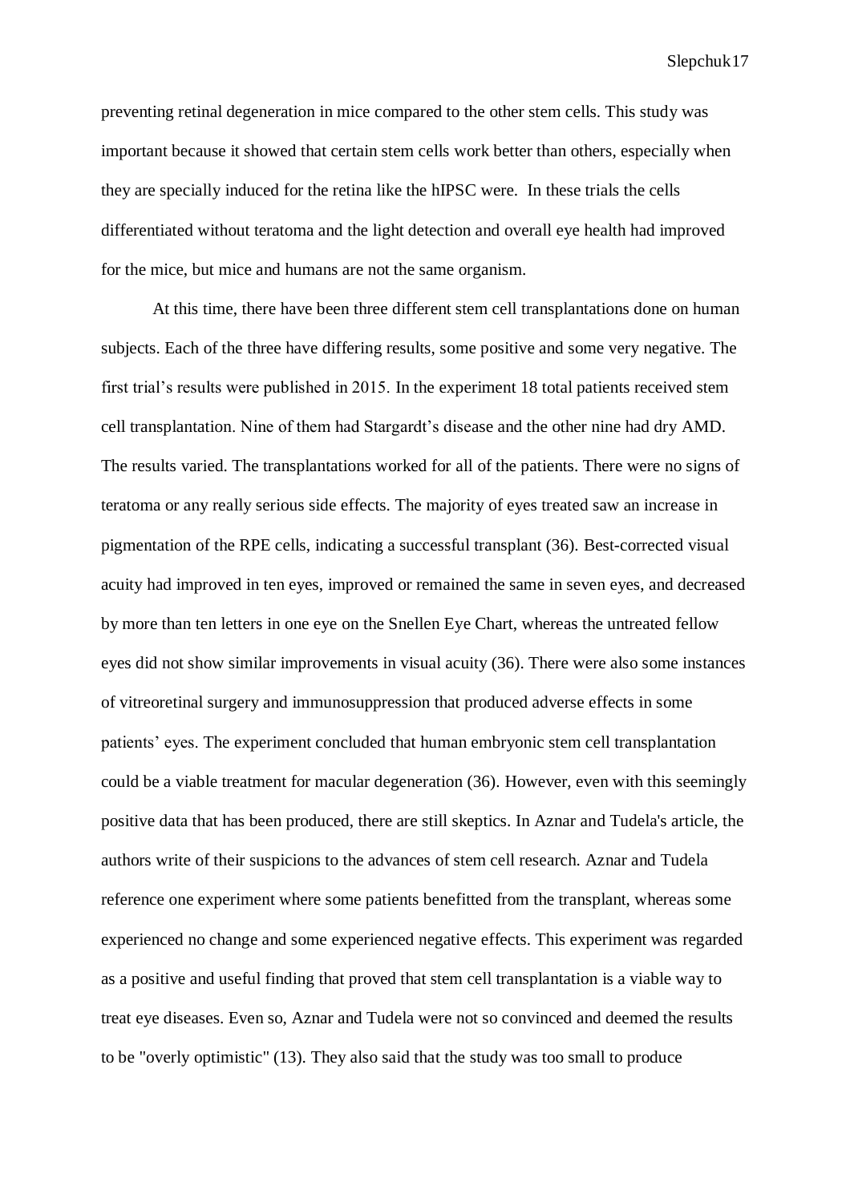preventing retinal degeneration in mice compared to the other stem cells. This study was important because it showed that certain stem cells work better than others, especially when they are specially induced for the retina like the hIPSC were. In these trials the cells differentiated without teratoma and the light detection and overall eye health had improved for the mice, but mice and humans are not the same organism.

At this time, there have been three different stem cell transplantations done on human subjects. Each of the three have differing results, some positive and some very negative. The first trial's results were published in 2015. In the experiment 18 total patients received stem cell transplantation. Nine of them had Stargardt's disease and the other nine had dry AMD. The results varied. The transplantations worked for all of the patients. There were no signs of teratoma or any really serious side effects. The majority of eyes treated saw an increase in pigmentation of the RPE cells, indicating a successful transplant (36). Best-corrected visual acuity had improved in ten eyes, improved or remained the same in seven eyes, and decreased by more than ten letters in one eye on the Snellen Eye Chart, whereas the untreated fellow eyes did not show similar improvements in visual acuity (36). There were also some instances of vitreoretinal surgery and immunosuppression that produced adverse effects in some patients' eyes. The experiment concluded that human embryonic stem cell transplantation could be a viable treatment for macular degeneration (36). However, even with this seemingly positive data that has been produced, there are still skeptics. In Aznar and Tudela's article, the authors write of their suspicions to the advances of stem cell research. Aznar and Tudela reference one experiment where some patients benefitted from the transplant, whereas some experienced no change and some experienced negative effects. This experiment was regarded as a positive and useful finding that proved that stem cell transplantation is a viable way to treat eye diseases. Even so, Aznar and Tudela were not so convinced and deemed the results to be "overly optimistic" (13). They also said that the study was too small to produce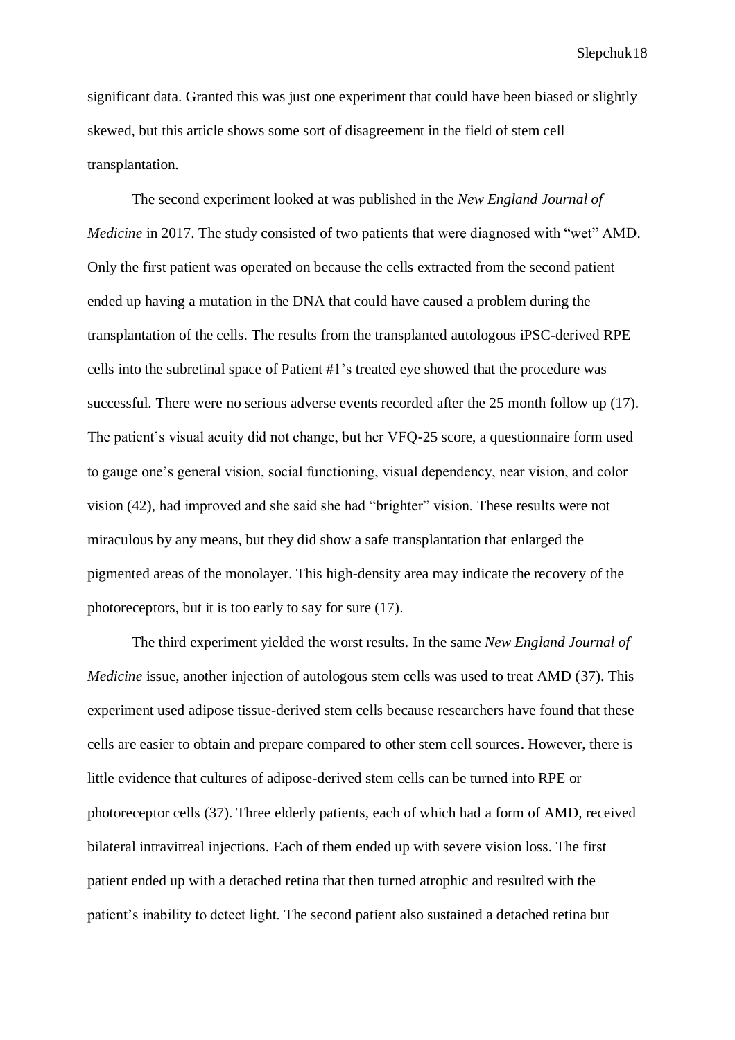significant data. Granted this was just one experiment that could have been biased or slightly skewed, but this article shows some sort of disagreement in the field of stem cell transplantation.

The second experiment looked at was published in the *New England Journal of Medicine* in 2017. The study consisted of two patients that were diagnosed with "wet" AMD. Only the first patient was operated on because the cells extracted from the second patient ended up having a mutation in the DNA that could have caused a problem during the transplantation of the cells. The results from the transplanted autologous iPSC-derived RPE cells into the subretinal space of Patient #1's treated eye showed that the procedure was successful. There were no serious adverse events recorded after the 25 month follow up (17). The patient's visual acuity did not change, but her VFQ-25 score, a questionnaire form used to gauge one's general vision, social functioning, visual dependency, near vision, and color vision (42), had improved and she said she had "brighter" vision. These results were not miraculous by any means, but they did show a safe transplantation that enlarged the pigmented areas of the monolayer. This high-density area may indicate the recovery of the photoreceptors, but it is too early to say for sure (17).

The third experiment yielded the worst results. In the same *New England Journal of Medicine* issue, another injection of autologous stem cells was used to treat AMD (37). This experiment used adipose tissue-derived stem cells because researchers have found that these cells are easier to obtain and prepare compared to other stem cell sources. However, there is little evidence that cultures of adipose-derived stem cells can be turned into RPE or photoreceptor cells (37). Three elderly patients, each of which had a form of AMD, received bilateral intravitreal injections. Each of them ended up with severe vision loss. The first patient ended up with a detached retina that then turned atrophic and resulted with the patient's inability to detect light. The second patient also sustained a detached retina but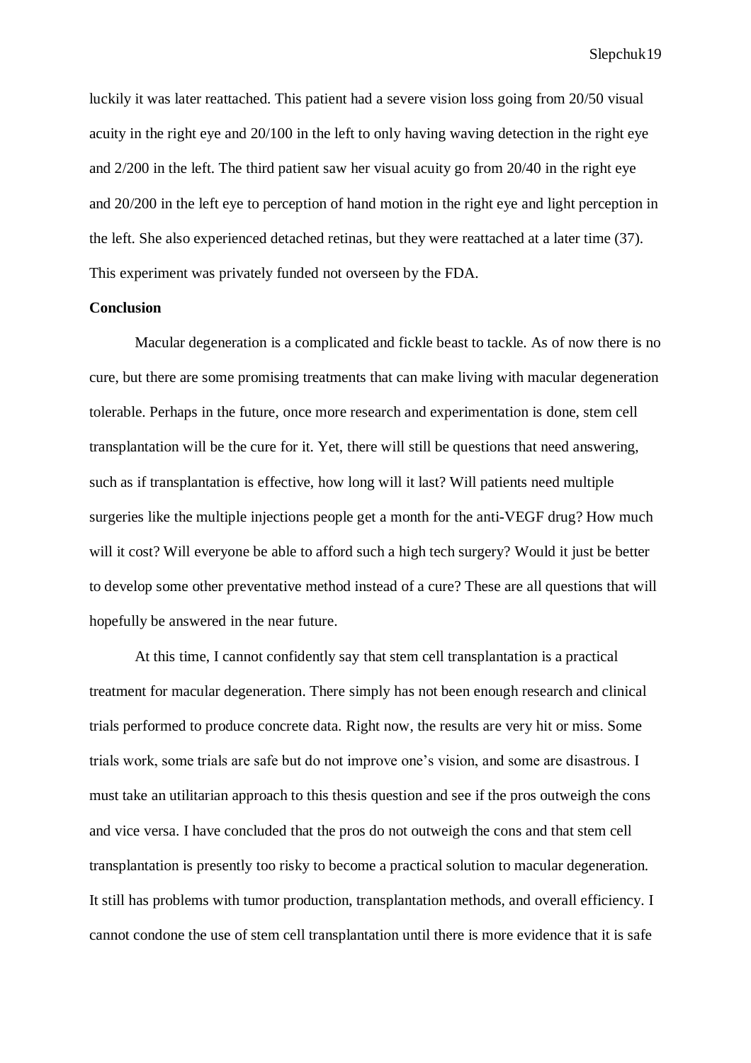luckily it was later reattached. This patient had a severe vision loss going from 20/50 visual acuity in the right eye and 20/100 in the left to only having waving detection in the right eye and 2/200 in the left. The third patient saw her visual acuity go from 20/40 in the right eye and 20/200 in the left eye to perception of hand motion in the right eye and light perception in the left. She also experienced detached retinas, but they were reattached at a later time (37). This experiment was privately funded not overseen by the FDA.

**Conclusion**

Macular degeneration is a complicated and fickle beast to tackle. As of now there is no cure, but there are some promising treatments that can make living with macular degeneration tolerable. Perhaps in the future, once more research and experimentation is done, stem cell transplantation will be the cure for it. Yet, there will still be questions that need answering, such as if transplantation is effective, how long will it last? Will patients need multiple surgeries like the multiple injections people get a month for the anti-VEGF drug? How much will it cost? Will everyone be able to afford such a high tech surgery? Would it just be better to develop some other preventative method instead of a cure? These are all questions that will hopefully be answered in the near future.

At this time, I cannot confidently say that stem cell transplantation is a practical treatment for macular degeneration. There simply has not been enough research and clinical trials performed to produce concrete data. Right now, the results are very hit or miss. Some trials work, some trials are safe but do not improve one's vision, and some are disastrous. I must take an utilitarian approach to this thesis question and see if the pros outweigh the cons and vice versa. I have concluded that the pros do not outweigh the cons and that stem cell transplantation is presently too risky to become a practical solution to macular degeneration. It still has problems with tumor production, transplantation methods, and overall efficiency. I cannot condone the use of stem cell transplantation until there is more evidence that it is safe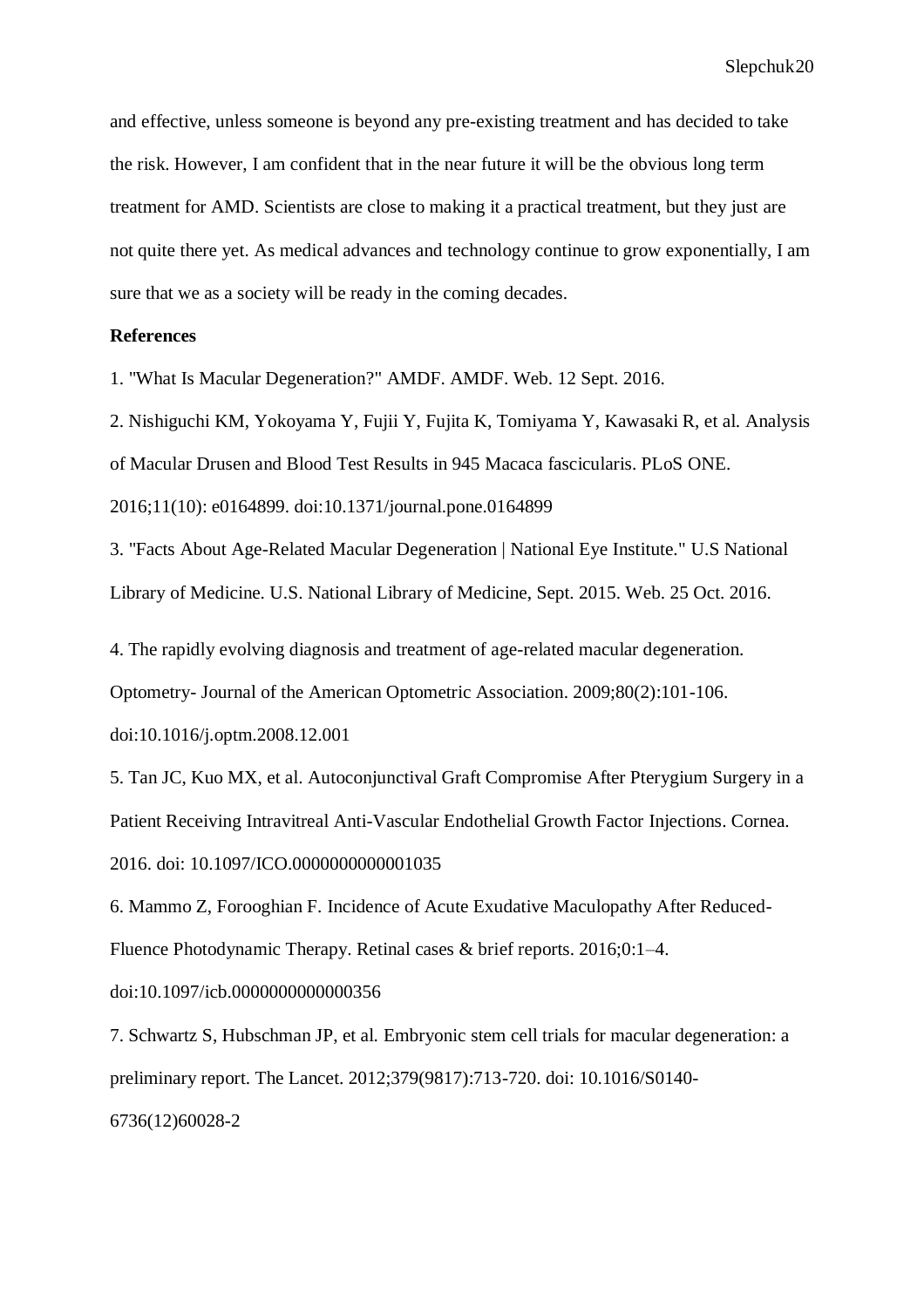and effective, unless someone is beyond any pre-existing treatment and has decided to take the risk. However, I am confident that in the near future it will be the obvious long term treatment for AMD. Scientists are close to making it a practical treatment, but they just are not quite there yet. As medical advances and technology continue to grow exponentially, I am sure that we as a society will be ready in the coming decades.

**References**

1. "What Is Macular Degeneration?" AMDF. AMDF. Web. 12 Sept. 2016.

2. Nishiguchi KM, Yokoyama Y, Fujii Y, Fujita K, Tomiyama Y, Kawasaki R, et al. Analysis of Macular Drusen and Blood Test Results in 945 Macaca fascicularis. PLoS ONE. 2016;11(10): e0164899. doi:10.1371/journal.pone.0164899

3. "Facts About Age-Related Macular Degeneration | National Eye Institute." U.S National Library of Medicine. U.S. National Library of Medicine, Sept. 2015. Web. 25 Oct. 2016.

4. The rapidly evolving diagnosis and treatment of age-related macular degeneration. Optometry- Journal of the American Optometric Association. 2009;80(2):101-106. doi:10.1016/j.optm.2008.12.001

5. Tan JC, Kuo MX, et al. Autoconjunctival Graft Compromise After Pterygium Surgery in a Patient Receiving Intravitreal Anti-Vascular Endothelial Growth Factor Injections. Cornea. 2016. doi: 10.1097/ICO.0000000000001035

6. Mammo Z, Forooghian F. Incidence of Acute Exudative Maculopathy After Reduced-Fluence Photodynamic Therapy. Retinal cases & brief reports. 2016;0:1–4. doi:10.1097/icb.0000000000000356

7. Schwartz S, Hubschman JP, et al. Embryonic stem cell trials for macular degeneration: a preliminary report. The Lancet. 2012;379(9817):713-720. doi: 10.1016/S0140-6736(12)60028-2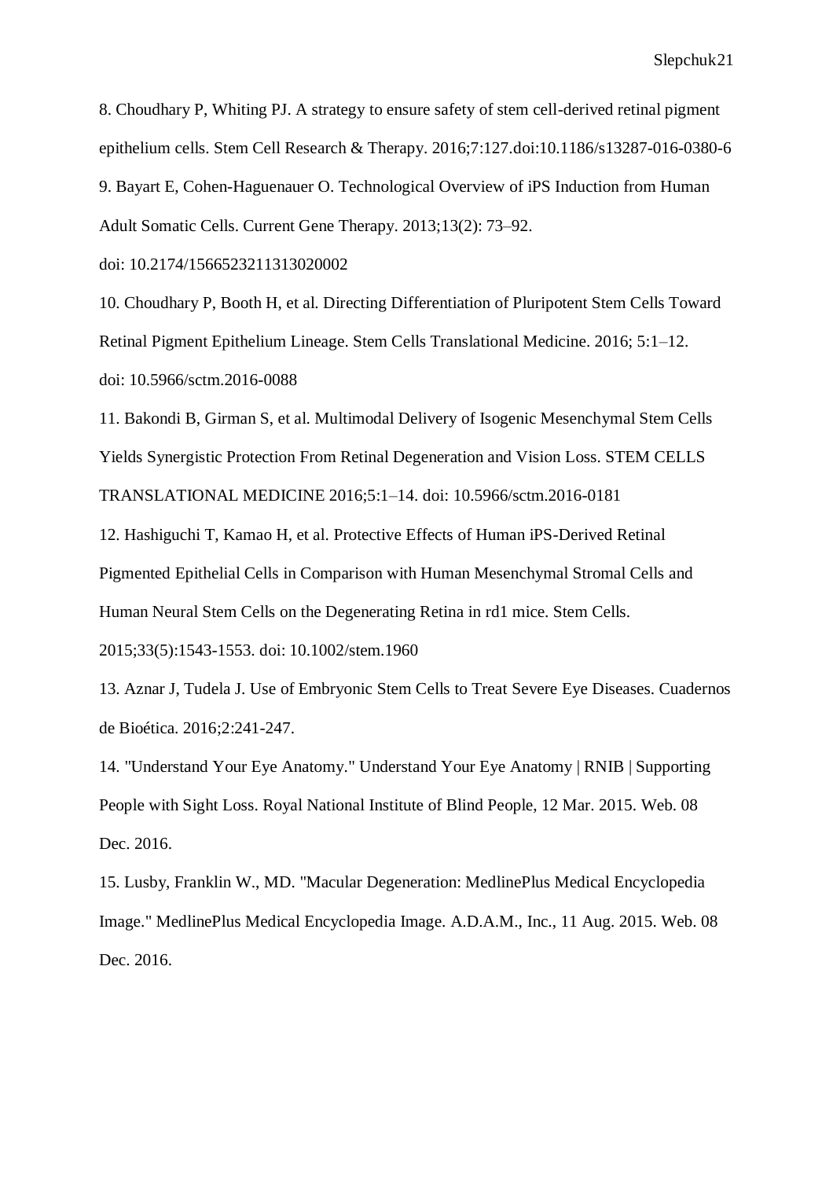8. Choudhary P, Whiting PJ. A strategy to ensure safety of stem cell-derived retinal pigment epithelium cells. Stem Cell Research & Therapy. 2016;7:127.doi:10.1186/s13287-016-0380-6

9. Bayart E, Cohen-Haguenauer O. Technological Overview of iPS Induction from Human Adult Somatic Cells. Current Gene Therapy. 2013;13(2): 73–92. doi: 10.2174/1566523211313020002

10. Choudhary P, Booth H, et al. Directing Differentiation of Pluripotent Stem Cells Toward Retinal Pigment Epithelium Lineage. Stem Cells Translational Medicine. 2016; 5:1–12. doi: 10.5966/sctm.2016-0088

11. Bakondi B, Girman S, et al. Multimodal Delivery of Isogenic Mesenchymal Stem Cells Yields Synergistic Protection From Retinal Degeneration and Vision Loss. STEM CELLS TRANSLATIONAL MEDICINE 2016;5:1–14. doi: 10.5966/sctm.2016-0181

12. Hashiguchi T, Kamao H, et al. Protective Effects of Human iPS-Derived Retinal Pigmented Epithelial Cells in Comparison with Human Mesenchymal Stromal Cells and Human Neural Stem Cells on the Degenerating Retina in rd1 mice. Stem Cells. 2015;33(5):1543-1553. doi: 10.1002/stem.1960

13. Aznar J, Tudela J. Use of Embryonic Stem Cells to Treat Severe Eye Diseases. Cuadernos de Bioética. 2016;2:241-247.

14. "Understand Your Eye Anatomy." Understand Your Eye Anatomy | RNIB | Supporting People with Sight Loss. Royal National Institute of Blind People, 12 Mar. 2015. Web. 08 Dec. 2016.

15. Lusby, Franklin W., MD. "Macular Degeneration: MedlinePlus Medical Encyclopedia Image." MedlinePlus Medical Encyclopedia Image. A.D.A.M., Inc., 11 Aug. 2015. Web. 08 Dec. 2016.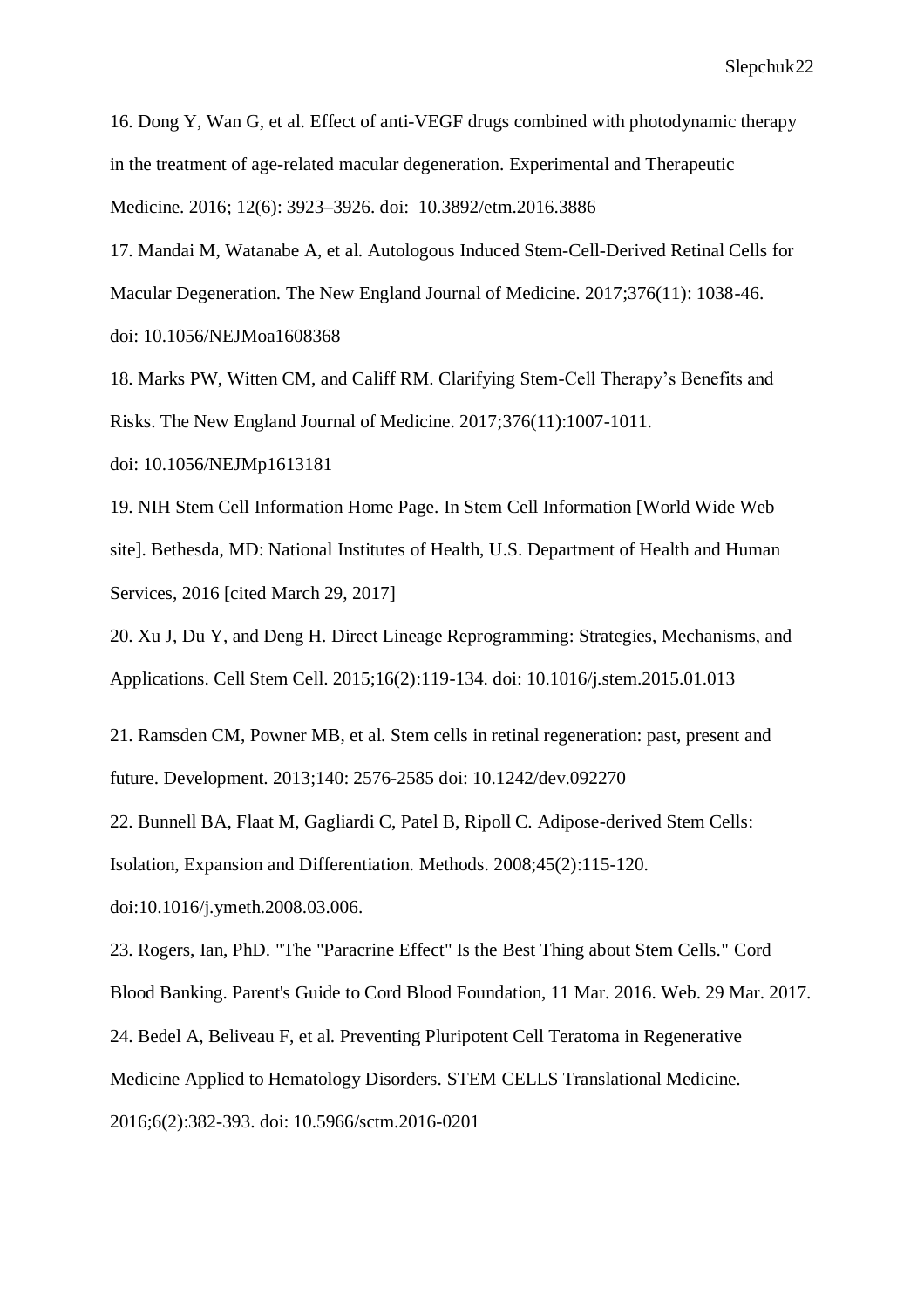16. Dong Y, Wan G, et al. Effect of anti-VEGF drugs combined with photodynamic therapy in the treatment of age-related macular degeneration. Experimental and Therapeutic Medicine. 2016; 12(6): 3923–3926. doi: 10.3892/etm.2016.3886

17. Mandai M, Watanabe A, et al. Autologous Induced Stem-Cell-Derived Retinal Cells for Macular Degeneration. The New England Journal of Medicine. 2017;376(11): 1038-46. doi: 10.1056/NEJMoa1608368

18. Marks PW, Witten CM, and Califf RM. Clarifying Stem-Cell Therapy's Benefits and Risks. The New England Journal of Medicine. 2017;376(11):1007-1011. doi: 10.1056/NEJMp1613181

19. NIH Stem Cell Information Home Page. In Stem Cell Information [World Wide Web site]. Bethesda, MD: National Institutes of Health, U.S. Department of Health and Human Services, 2016 [cited March 29, 2017]

20. Xu J, Du Y, and Deng H. Direct Lineage Reprogramming: Strategies, Mechanisms, and Applications. Cell Stem Cell. 2015;16(2):119-134. doi: 10.1016/j.stem.2015.01.013

21. Ramsden CM, Powner MB, et al. Stem cells in retinal regeneration: past, present and future. Development. 2013;140: 2576-2585 doi: 10.1242/dev.092270

22. Bunnell BA, Flaat M, Gagliardi C, Patel B, Ripoll C. Adipose-derived Stem Cells: Isolation, Expansion and Differentiation. Methods. 2008;45(2):115-120. doi:10.1016/j.ymeth.2008.03.006.

23. Rogers, Ian, PhD. "The "Paracrine Effect" Is the Best Thing about Stem Cells." Cord Blood Banking. Parent's Guide to Cord Blood Foundation, 11 Mar. 2016. Web. 29 Mar. 2017.

24. Bedel A, Beliveau F, et al. Preventing Pluripotent Cell Teratoma in Regenerative Medicine Applied to Hematology Disorders. STEM CELLS Translational Medicine. 2016;6(2):382-393. doi: 10.5966/sctm.2016-0201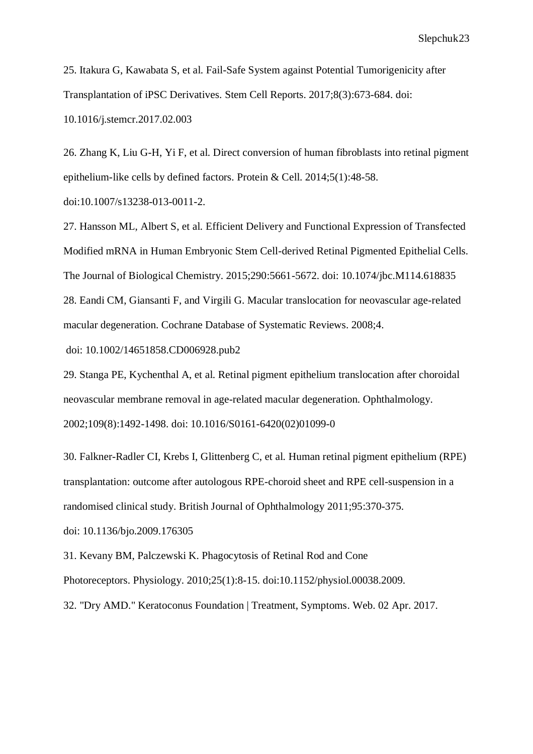25. Itakura G, Kawabata S, et al. Fail-Safe System against Potential Tumorigenicity after Transplantation of iPSC Derivatives. Stem Cell Reports. 2017;8(3):673-684. doi: 10.1016/j.stemcr.2017.02.003

26. Zhang K, Liu G-H, Yi F, et al. Direct conversion of human fibroblasts into retinal pigment epithelium-like cells by defined factors. Protein & Cell. 2014;5(1):48-58. doi:10.1007/s13238-013-0011-2.

27. Hansson ML, Albert S, et al. Efficient Delivery and Functional Expression of Transfected Modified mRNA in Human Embryonic Stem Cell-derived Retinal Pigmented Epithelial Cells. The Journal of Biological Chemistry. 2015;290:5661-5672. doi: 10.1074/jbc.M114.618835

28. Eandi CM, Giansanti F, and Virgili G. Macular translocation for neovascular age-related macular degeneration. Cochrane Database of Systematic Reviews. 2008;4. doi: 10.1002/14651858.CD006928.pub2

29. Stanga PE, Kychenthal A, et al. Retinal pigment epithelium translocation after choroidal neovascular membrane removal in age-related macular degeneration. Ophthalmology. 2002;109(8):1492-1498. doi: 10.1016/S0161-6420(02)01099-0

30. Falkner-Radler CI, Krebs I, Glittenberg C, et al. Human retinal pigment epithelium (RPE) transplantation: outcome after autologous RPE-choroid sheet and RPE cell-suspension in a randomised clinical study. British Journal of Ophthalmology 2011;95:370-375. doi: 10.1136/bjo.2009.176305

31. Kevany BM, Palczewski K. Phagocytosis of Retinal Rod and Cone Photoreceptors. Physiology. 2010;25(1):8-15. doi:10.1152/physiol.00038.2009.

32. "Dry AMD." Keratoconus Foundation | Treatment, Symptoms. Web. 02 Apr. 2017.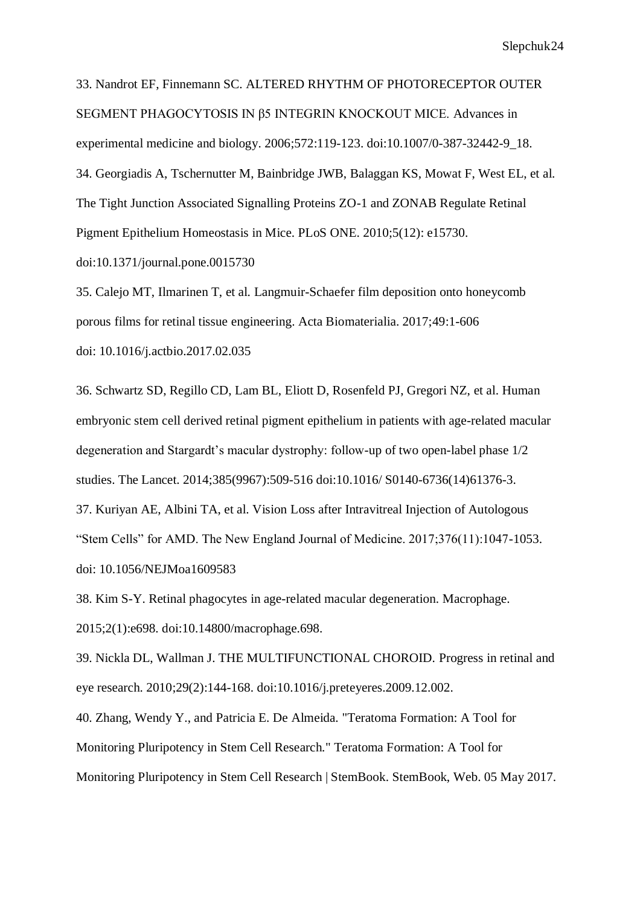33. Nandrot EF, Finnemann SC. ALTERED RHYTHM OF PHOTORECEPTOR OUTER SEGMENT PHAGOCYTOSIS IN β5 INTEGRIN KNOCKOUT MICE. Advances in experimental medicine and biology. 2006;572:119-123. doi:10.1007/0-387-32442-9_18.

34. Georgiadis A, Tschernutter M, Bainbridge JWB, Balaggan KS, Mowat F, West EL, et al. The Tight Junction Associated Signalling Proteins ZO-1 and ZONAB Regulate Retinal Pigment Epithelium Homeostasis in Mice. PLoS ONE. 2010;5(12): e15730. doi:10.1371/journal.pone.0015730

35. Calejo MT, Ilmarinen T, et al. Langmuir-Schaefer film deposition onto honeycomb porous films for retinal tissue engineering. Acta Biomaterialia. 2017;49:1-606 doi: 10.1016/j.actbio.2017.02.035

36. Schwartz SD, Regillo CD, Lam BL, Eliott D, Rosenfeld PJ, Gregori NZ, et al. Human embryonic stem cell derived retinal pigment epithelium in patients with age-related macular degeneration and Stargardt's macular dystrophy: follow-up of two open-label phase 1/2 studies. The Lancet. 2014;385(9967):509-516 doi:10.1016/ S0140-6736(14)61376-3.

37. Kuriyan AE, Albini TA, et al. Vision Loss after Intravitreal Injection of Autologous "Stem Cells" for AMD. The New England Journal of Medicine. 2017;376(11):1047-1053. doi: 10.1056/NEJMoa1609583

38. Kim S-Y. Retinal phagocytes in age-related macular degeneration. Macrophage. 2015;2(1):e698. doi:10.14800/macrophage.698.

39. Nickla DL, Wallman J. THE MULTIFUNCTIONAL CHOROID. Progress in retinal and eye research. 2010;29(2):144-168. doi:10.1016/j.preteyeres.2009.12.002.

40. Zhang, Wendy Y., and Patricia E. De Almeida. "Teratoma Formation: A Tool for Monitoring Pluripotency in Stem Cell Research." Teratoma Formation: A Tool for Monitoring Pluripotency in Stem Cell Research | StemBook. StemBook, Web. 05 May 2017.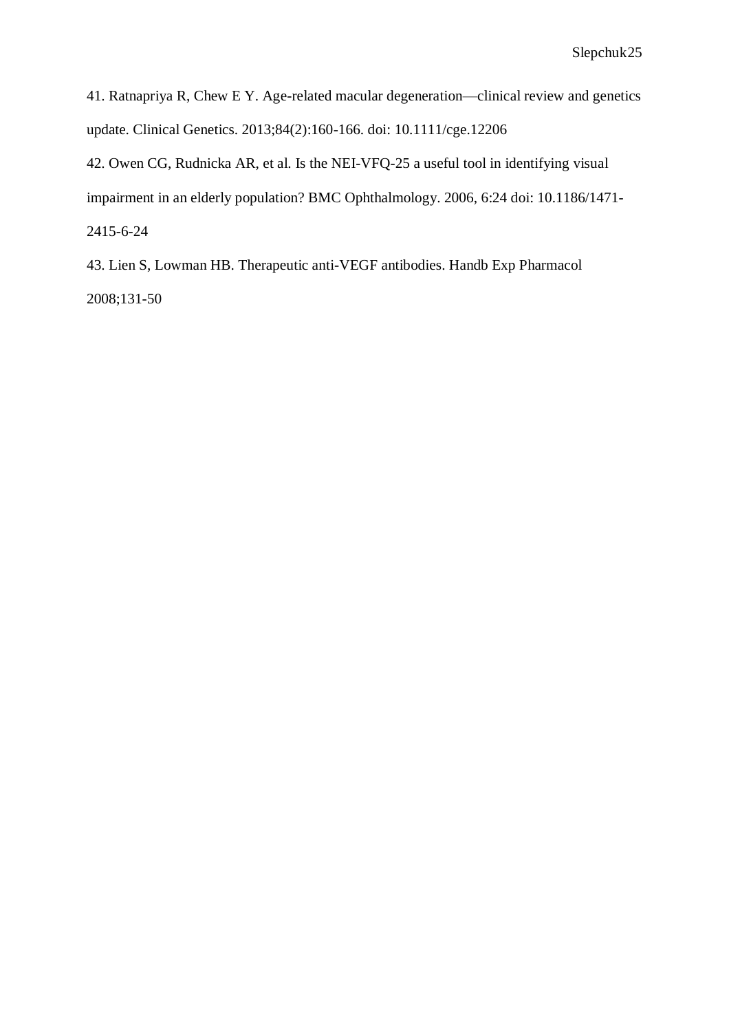41. Ratnapriya R, Chew E Y. Age-related macular degeneration—clinical review and genetics update. Clinical Genetics. 2013;84(2):160-166. doi: 10.1111/cge.12206

42. Owen CG, Rudnicka AR, et al. Is the NEI-VFQ-25 a useful tool in identifying visual impairment in an elderly population? BMC Ophthalmology. 2006, 6:24 doi: 10.1186/1471-2415-6-24

43. Lien S, Lowman HB. Therapeutic anti-VEGF antibodies. Handb Exp Pharmacol 2008;131-50